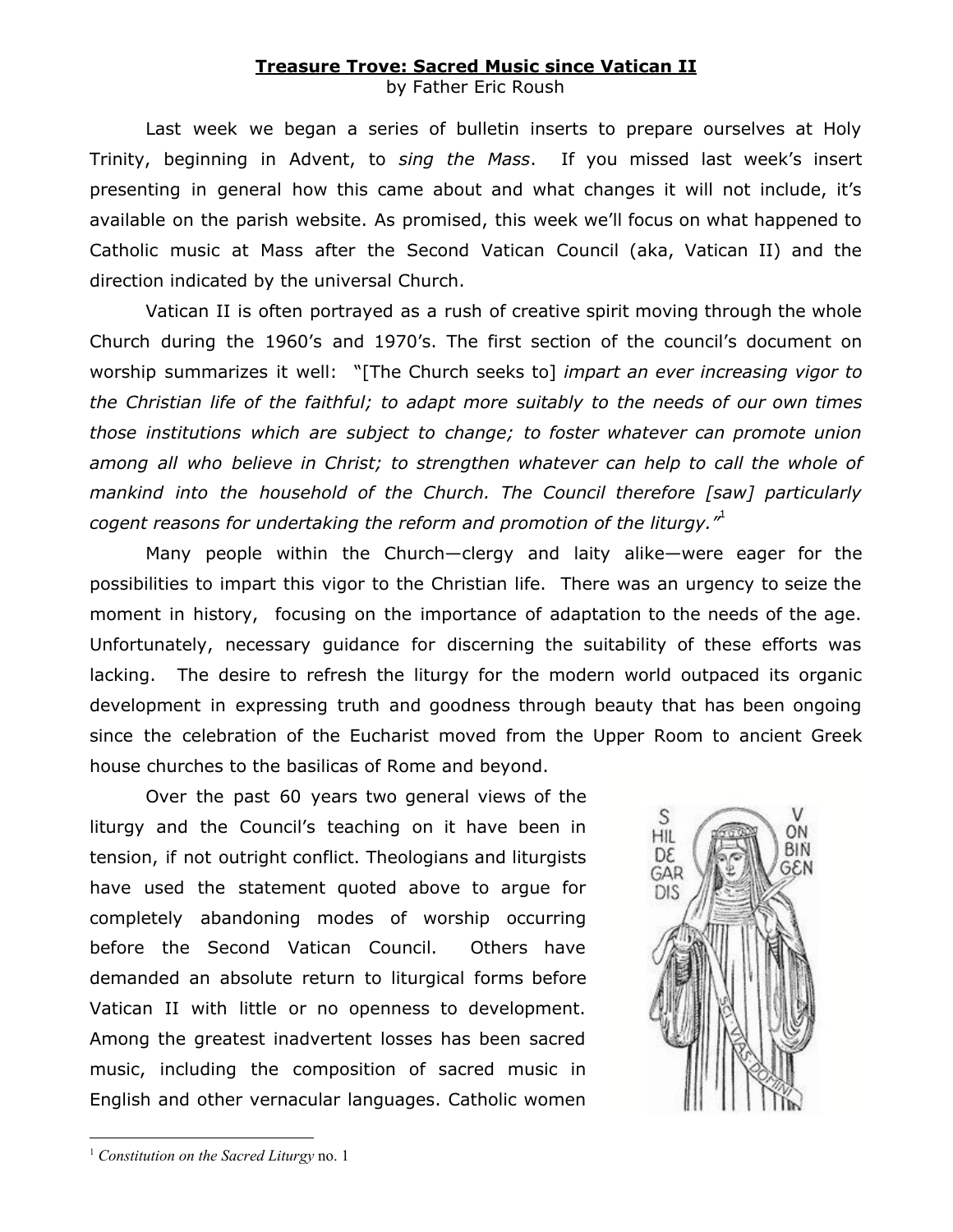**Treasure Trove: Sacred Music since Vatican II**

by Father Eric Roush

Last week we began a series of bulletin inserts to prepare ourselves at Holy Trinity, beginning in Advent, to *sing the Mass*. If you missed last week's insert presenting in general how this came about and what changes it will not include, it's available on the parish website. As promised, this week we'll focus on what happened to Catholic music at Mass after the Second Vatican Council (aka, Vatican II) and the direction indicated by the universal Church.

Vatican II is often portrayed as a rush of creative spirit moving through the whole Church during the 1960's and 1970's. The first section of the council's document on worship summarizes it well: "[The Church seeks to] *impart an ever increasing vigor to the Christian life of the faithful; to adapt more suitably to the needs of our own times those institutions which are subject to change; to foster whatever can promote union among all who believe in Christ; to strengthen whatever can help to call the whole of mankind into the household of the Church. The Council therefore [saw] particularly cogent reasons for undertaking the reform and promotion of the liturgy.*"[1]

Many people within the Church—clergy and laity alike—were eager for the possibilities to impart this vigor to the Christian life. There was an urgency to seize the moment in history, focusing on the importance of adaptation to the needs of the age. Unfortunately, necessary guidance for discerning the suitability of these efforts was lacking. The desire to refresh the liturgy for the modern world outpaced its organic development in expressing truth and goodness through beauty that has been ongoing since the celebration of the Eucharist moved from the Upper Room to ancient Greek house churches to the basilicas of Rome and beyond.

Over the past 60 years two general views of the liturgy and the Council's teaching on it have been in tension, if not outright conflict. Theologians and liturgists have used the statement quoted above to argue for completely abandoning modes of worship occurring before the Second Vatican Council. Others have demanded an absolute return to liturgical forms before Vatican II with little or no openness to development. Among the greatest inadvertent losses has been sacred music, including the composition of sacred music in English and other vernacular languages. Catholic women

[1] *Constitution on the Sacred Liturgy* no. 1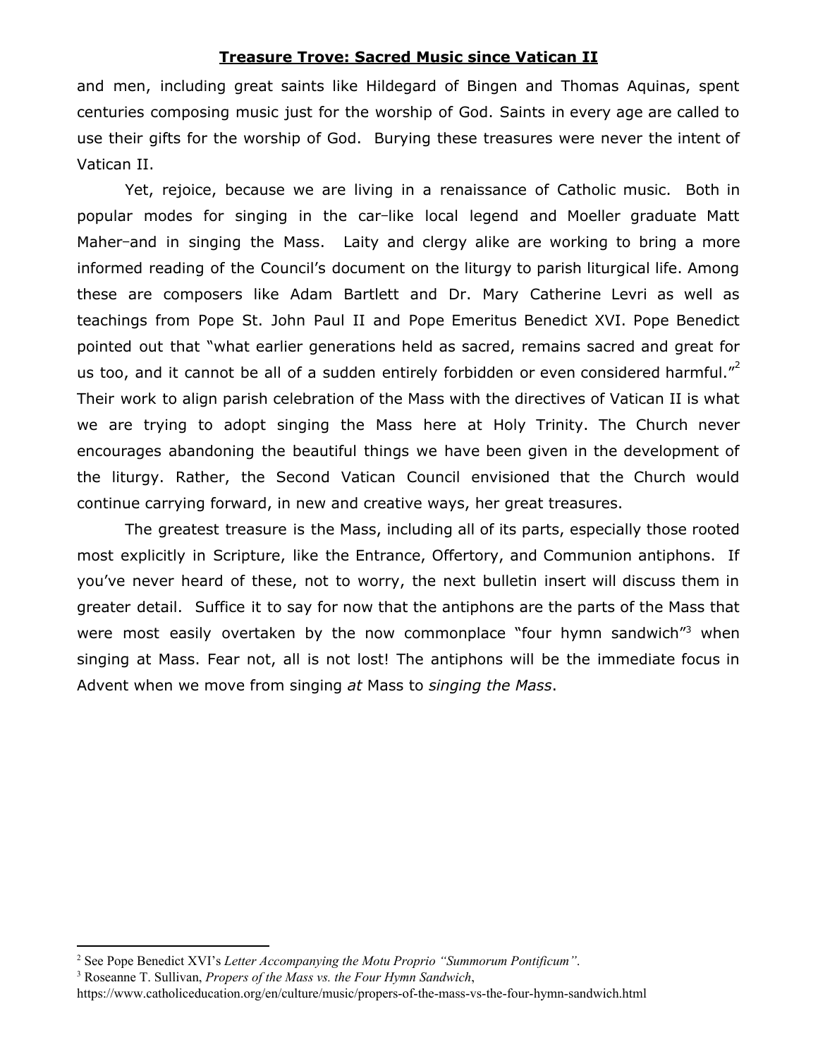and men, including great saints like Hildegard of Bingen and Thomas Aquinas, spent centuries composing music just for the worship of God. Saints in every age are called to use their gifts for the worship of God. Burying these treasures were never the intent of Vatican II.

Yet, rejoice, because we are living in a renaissance of Catholic music. Both in popular modes for singing in the car–like local legend and Moeller graduate Matt Maher–and in singing the Mass. Laity and clergy alike are working to bring a more informed reading of the Council's document on the liturgy to parish liturgical life. Among these are composers like Adam Bartlett and Dr. Mary Catherine Levri as well as teachings from Pope St. John Paul II and Pope Emeritus Benedict XVI. Pope Benedict pointed out that "what earlier generations held as sacred, remains sacred and great for us too, and it cannot be all of a sudden entirely forbidden or even considered harmful."[2] Their work to align parish celebration of the Mass with the directives of Vatican II is what we are trying to adopt singing the Mass here at Holy Trinity. The Church never encourages abandoning the beautiful things we have been given in the development of the liturgy. Rather, the Second Vatican Council envisioned that the Church would continue carrying forward, in new and creative ways, her great treasures.

The greatest treasure is the Mass, including all of its parts, especially those rooted most explicitly in Scripture, like the Entrance, Offertory, and Communion antiphons. If you've never heard of these, not to worry, the next bulletin insert will discuss them in greater detail. Suffice it to say for now that the antiphons are the parts of the Mass that were most easily overtaken by the now commonplace "four hymn sandwich"[3] when singing at Mass. Fear not, all is not lost! The antiphons will be the immediate focus in Advent when we move from singing *at* Mass to *singing the Mass*.

---

[2] See Pope Benedict XVI's *Letter Accompanying the Motu Proprio "Summorum Pontificum"*.

[3] Roseanne T. Sullivan, *Propers of the Mass vs. the Four Hymn Sandwich*, https://www.catholiceducation.org/en/culture/music/propers-of-the-mass-vs-the-four-hymn-sandwich.html